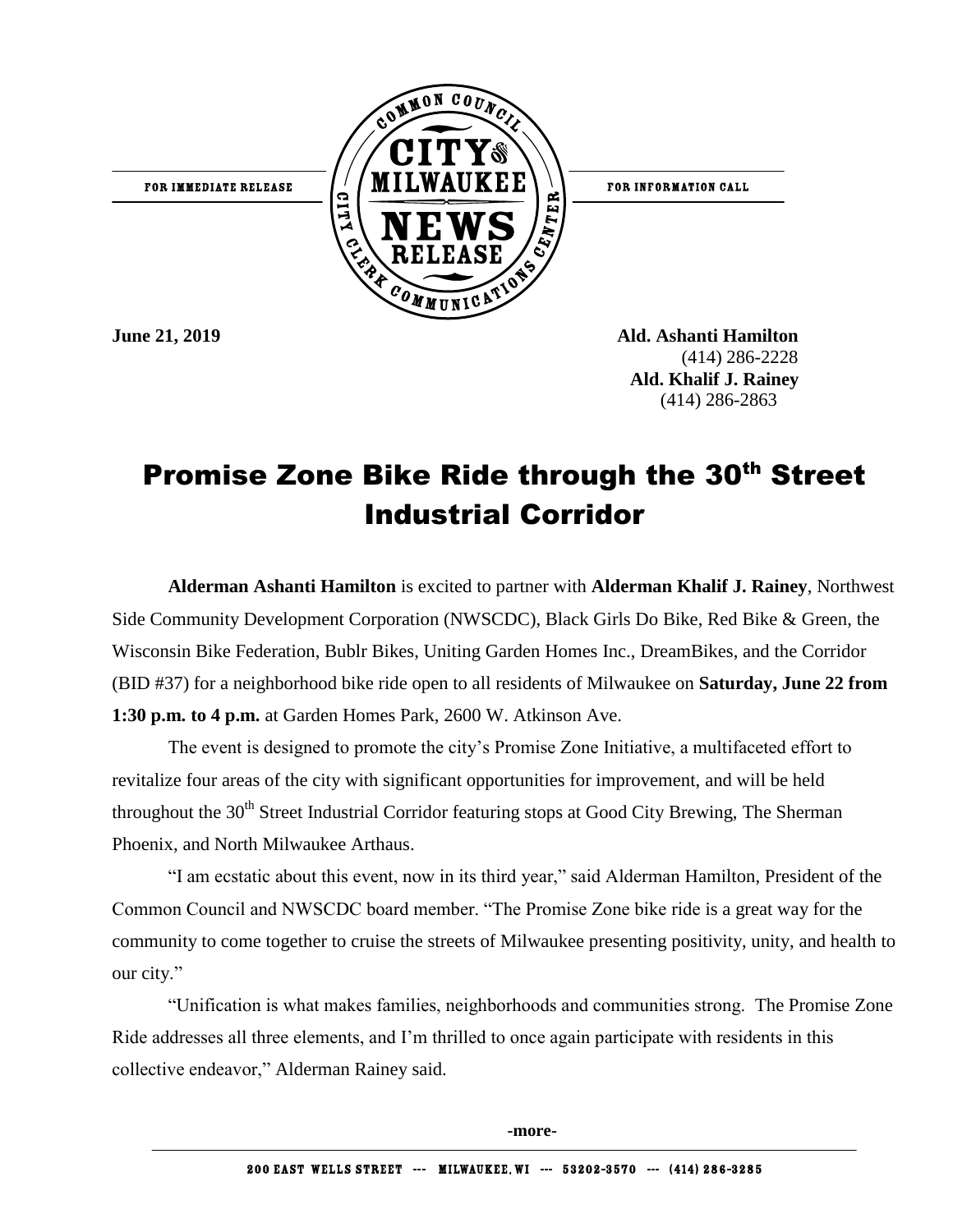FOR IMMEDIATE RELEASE

FOR INFORMATION CALL

**June 21, 2019**

**Ald. Ashanti Hamilton**
(414) 286-2228
**Ald. Khalif J. Rainey**
(414) 286-2863

# Promise Zone Bike Ride through the 30th Street Industrial Corridor

**Alderman Ashanti Hamilton** is excited to partner with **Alderman Khalif J. Rainey**, Northwest Side Community Development Corporation (NWSCDC), Black Girls Do Bike, Red Bike & Green, the Wisconsin Bike Federation, Bublr Bikes, Uniting Garden Homes Inc., DreamBikes, and the Corridor (BID #37) for a neighborhood bike ride open to all residents of Milwaukee on **Saturday, June 22 from 1:30 p.m. to 4 p.m.** at Garden Homes Park, 2600 W. Atkinson Ave.

The event is designed to promote the city's Promise Zone Initiative, a multifaceted effort to revitalize four areas of the city with significant opportunities for improvement, and will be held throughout the 30th Street Industrial Corridor featuring stops at Good City Brewing, The Sherman Phoenix, and North Milwaukee Arthaus.

"I am ecstatic about this event, now in its third year," said Alderman Hamilton, President of the Common Council and NWSCDC board member. "The Promise Zone bike ride is a great way for the community to come together to cruise the streets of Milwaukee presenting positivity, unity, and health to our city."

"Unification is what makes families, neighborhoods and communities strong. The Promise Zone Ride addresses all three elements, and I'm thrilled to once again participate with residents in this collective endeavor," Alderman Rainey said.

**-more-**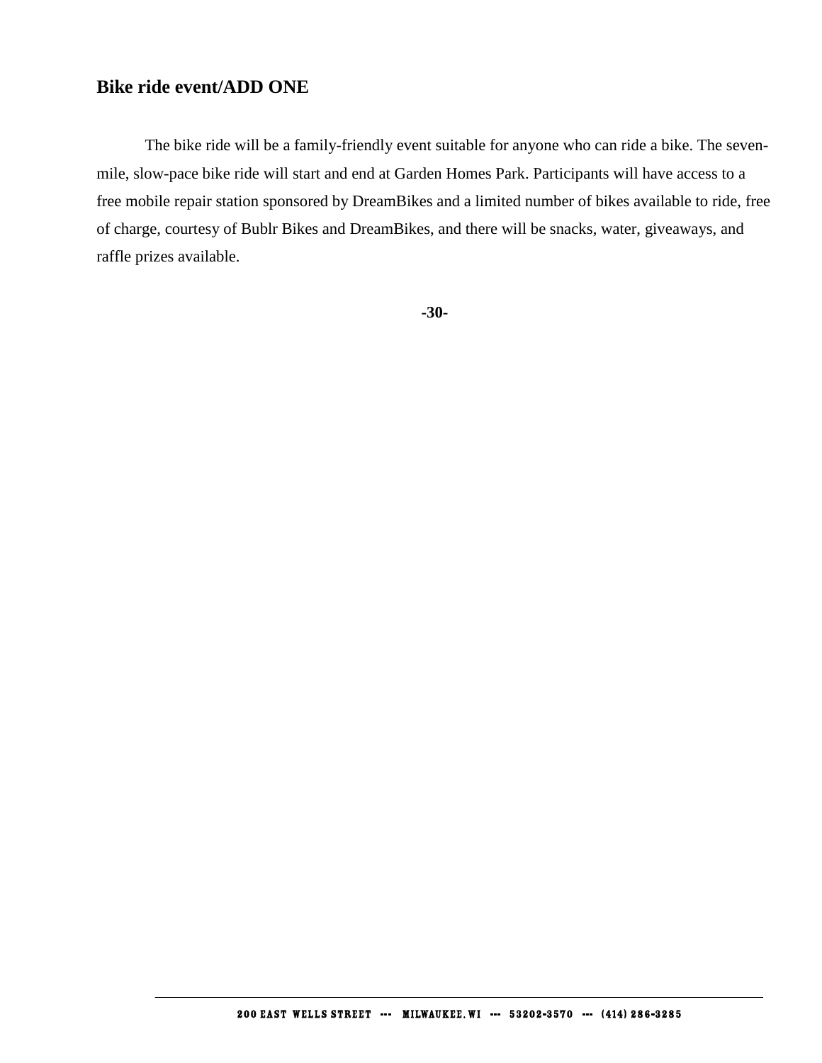**Bike ride event/ADD ONE**

The bike ride will be a family-friendly event suitable for anyone who can ride a bike. The seven-mile, slow-pace bike ride will start and end at Garden Homes Park. Participants will have access to a free mobile repair station sponsored by DreamBikes and a limited number of bikes available to ride, free of charge, courtesy of Bublr Bikes and DreamBikes, and there will be snacks, water, giveaways, and raffle prizes available.

**-30-**